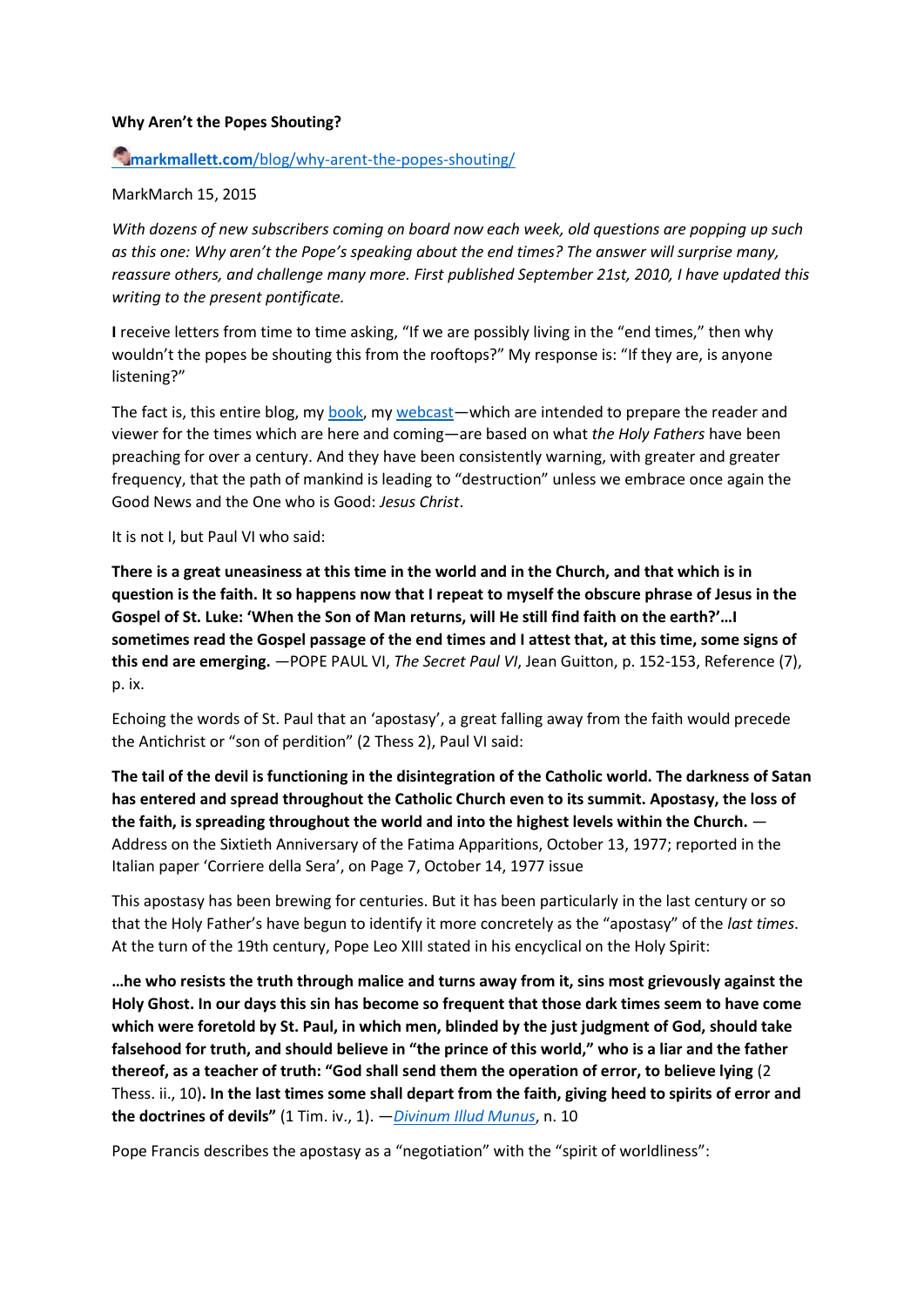**Why Aren't the Popes Shouting?**

[markmallett.com/blog/why-arent-the-popes-shouting/](markmallett.com/blog/why-arent-the-popes-shouting/)

MarkMarch 15, 2015

*With dozens of new subscribers coming on board now each week, old questions are popping up such as this one: Why aren't the Pope's speaking about the end times? The answer will surprise many, reassure others, and challenge many more. First published September 21st, 2010, I have updated this writing to the present pontificate.*

**I** receive letters from time to time asking, "If we are possibly living in the "end times," then why wouldn't the popes be shouting this from the rooftops?" My response is: "If they are, is anyone listening?"

The fact is, this entire blog, my book, my webcast—which are intended to prepare the reader and viewer for the times which are here and coming—are based on what *the Holy Fathers* have been preaching for over a century. And they have been consistently warning, with greater and greater frequency, that the path of mankind is leading to "destruction" unless we embrace once again the Good News and the One who is Good: *Jesus Christ*.

It is not I, but Paul VI who said:

**There is a great uneasiness at this time in the world and in the Church, and that which is in question is the faith. It so happens now that I repeat to myself the obscure phrase of Jesus in the Gospel of St. Luke: 'When the Son of Man returns, will He still find faith on the earth?'…I sometimes read the Gospel passage of the end times and I attest that, at this time, some signs of this end are emerging.** —POPE PAUL VI, *The Secret Paul VI*, Jean Guitton, p. 152-153, Reference (7), p. ix.

Echoing the words of St. Paul that an 'apostasy', a great falling away from the faith would precede the Antichrist or "son of perdition" (2 Thess 2), Paul VI said:

**The tail of the devil is functioning in the disintegration of the Catholic world. The darkness of Satan has entered and spread throughout the Catholic Church even to its summit. Apostasy, the loss of the faith, is spreading throughout the world and into the highest levels within the Church.** —Address on the Sixtieth Anniversary of the Fatima Apparitions, October 13, 1977; reported in the Italian paper 'Corriere della Sera', on Page 7, October 14, 1977 issue

This apostasy has been brewing for centuries. But it has been particularly in the last century or so that the Holy Father's have begun to identify it more concretely as the "apostasy" of the *last times*. At the turn of the 19th century, Pope Leo XIII stated in his encyclical on the Holy Spirit:

**…he who resists the truth through malice and turns away from it, sins most grievously against the Holy Ghost. In our days this sin has become so frequent that those dark times seem to have come which were foretold by St. Paul, in which men, blinded by the just judgment of God, should take falsehood for truth, and should believe in "the prince of this world," who is a liar and the father thereof, as a teacher of truth: "God shall send them the operation of error, to believe lying** (2 Thess. ii., 10)**. In the last times some shall depart from the faith, giving heed to spirits of error and the doctrines of devils"** (1 Tim. iv., 1). —*Divinum Illud Munus*, n. 10

Pope Francis describes the apostasy as a "negotiation" with the "spirit of worldliness":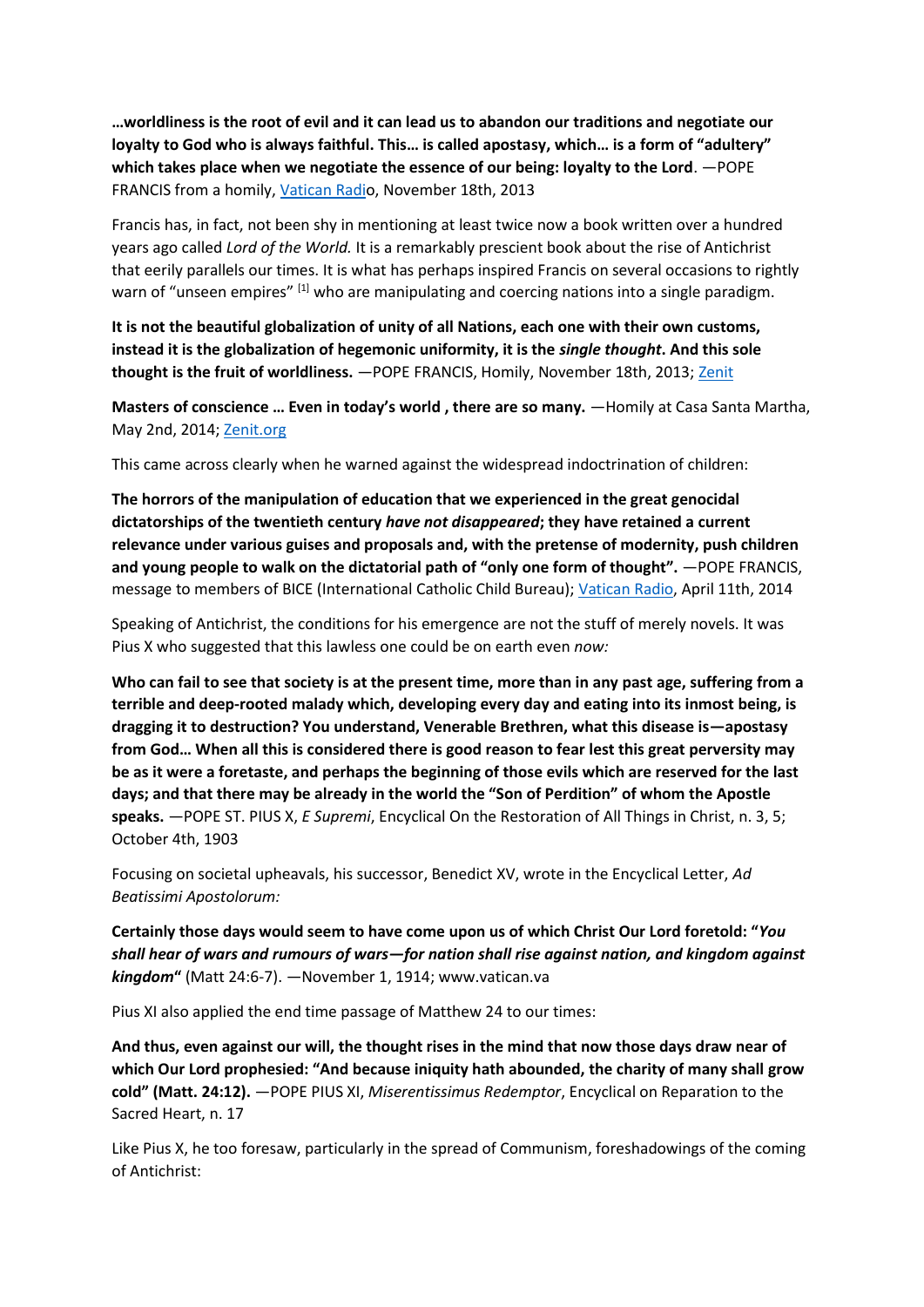**…worldliness is the root of evil and it can lead us to abandon our traditions and negotiate our loyalty to God who is always faithful. This… is called apostasy, which… is a form of "adultery" which takes place when we negotiate the essence of our being: loyalty to the Lord**. —POPE FRANCIS from a homily, Vatican Radio, November 18th, 2013

Francis has, in fact, not been shy in mentioning at least twice now a book written over a hundred years ago called *Lord of the World.* It is a remarkably prescient book about the rise of Antichrist that eerily parallels our times. It is what has perhaps inspired Francis on several occasions to rightly warn of "unseen empires" [1] who are manipulating and coercing nations into a single paradigm.

**It is not the beautiful globalization of unity of all Nations, each one with their own customs, instead it is the globalization of hegemonic uniformity, it is the *single thought*. And this sole thought is the fruit of worldliness.** —POPE FRANCIS, Homily, November 18th, 2013; Zenit

**Masters of conscience … Even in today's world , there are so many.** —Homily at Casa Santa Martha, May 2nd, 2014; Zenit.org

This came across clearly when he warned against the widespread indoctrination of children:

**The horrors of the manipulation of education that we experienced in the great genocidal dictatorships of the twentieth century *have not disappeared*; they have retained a current relevance under various guises and proposals and, with the pretense of modernity, push children and young people to walk on the dictatorial path of "only one form of thought".** —POPE FRANCIS, message to members of BICE (International Catholic Child Bureau); Vatican Radio, April 11th, 2014

Speaking of Antichrist, the conditions for his emergence are not the stuff of merely novels. It was Pius X who suggested that this lawless one could be on earth even *now:*

**Who can fail to see that society is at the present time, more than in any past age, suffering from a terrible and deep-rooted malady which, developing every day and eating into its inmost being, is dragging it to destruction? You understand, Venerable Brethren, what this disease is—apostasy from God… When all this is considered there is good reason to fear lest this great perversity may be as it were a foretaste, and perhaps the beginning of those evils which are reserved for the last days; and that there may be already in the world the "Son of Perdition" of whom the Apostle speaks.** —POPE ST. PIUS X, *E Supremi*, Encyclical On the Restoration of All Things in Christ, n. 3, 5; October 4th, 1903

Focusing on societal upheavals, his successor, Benedict XV, wrote in the Encyclical Letter, *Ad Beatissimi Apostolorum:*

**Certainly those days would seem to have come upon us of which Christ Our Lord foretold: "*You shall hear of wars and rumours of wars—for nation shall rise against nation, and kingdom against kingdom*"** (Matt 24:6-7). —November 1, 1914; www.vatican.va

Pius XI also applied the end time passage of Matthew 24 to our times:

**And thus, even against our will, the thought rises in the mind that now those days draw near of which Our Lord prophesied: "And because iniquity hath abounded, the charity of many shall grow cold" (Matt. 24:12).** —POPE PIUS XI, *Miserentissimus Redemptor*, Encyclical on Reparation to the Sacred Heart, n. 17

Like Pius X, he too foresaw, particularly in the spread of Communism, foreshadowings of the coming of Antichrist: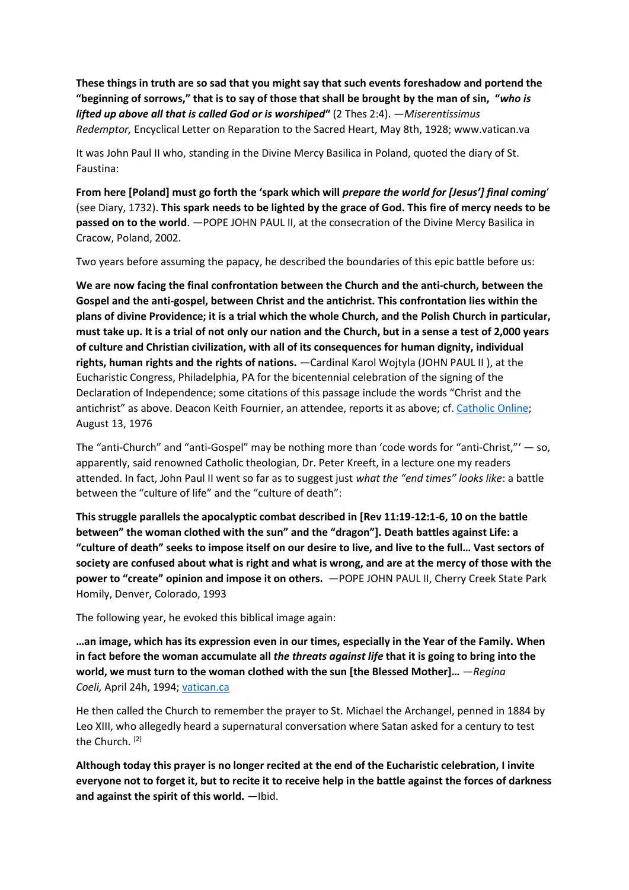**These things in truth are so sad that you might say that such events foreshadow and portend the "beginning of sorrows," that is to say of those that shall be brought by the man of sin, "*who is lifted up above all that is called God or is worshiped*"** (2 Thes 2:4). —*Miserentissimus Redemptor,* Encyclical Letter on Reparation to the Sacred Heart, May 8th, 1928; www.vatican.va

It was John Paul II who, standing in the Divine Mercy Basilica in Poland, quoted the diary of St. Faustina:

**From here [Poland] must go forth the 'spark which will *prepare the world for [Jesus'] final coming*'** (see Diary, 1732). **This spark needs to be lighted by the grace of God. This fire of mercy needs to be passed on to the world**. —POPE JOHN PAUL II, at the consecration of the Divine Mercy Basilica in Cracow, Poland, 2002.

Two years before assuming the papacy, he described the boundaries of this epic battle before us:

**We are now facing the final confrontation between the Church and the anti-church, between the Gospel and the anti-gospel, between Christ and the antichrist. This confrontation lies within the plans of divine Providence; it is a trial which the whole Church, and the Polish Church in particular, must take up. It is a trial of not only our nation and the Church, but in a sense a test of 2,000 years of culture and Christian civilization, with all of its consequences for human dignity, individual rights, human rights and the rights of nations.** —Cardinal Karol Wojtyla (JOHN PAUL II ), at the Eucharistic Congress, Philadelphia, PA for the bicentennial celebration of the signing of the Declaration of Independence; some citations of this passage include the words "Christ and the antichrist" as above. Deacon Keith Fournier, an attendee, reports it as above; cf. Catholic Online; August 13, 1976

The "anti-Church" and "anti-Gospel" may be nothing more than 'code words for "anti-Christ,"' — so, apparently, said renowned Catholic theologian, Dr. Peter Kreeft, in a lecture one my readers attended. In fact, John Paul II went so far as to suggest just *what the "end times" looks like*: a battle between the "culture of life" and the "culture of death":

**This struggle parallels the apocalyptic combat described in [Rev 11:19-12:1-6, 10 on the battle between" the woman clothed with the sun" and the "dragon"]. Death battles against Life: a "culture of death" seeks to impose itself on our desire to live, and live to the full… Vast sectors of society are confused about what is right and what is wrong, and are at the mercy of those with the power to "create" opinion and impose it on others.** —POPE JOHN PAUL II, Cherry Creek State Park Homily, Denver, Colorado, 1993

The following year, he evoked this biblical image again:

**…an image, which has its expression even in our times, especially in the Year of the Family. When in fact before the woman accumulate all *the threats against life* that it is going to bring into the world, we must turn to the woman clothed with the sun [the Blessed Mother]…** —*Regina Coeli,* April 24h, 1994; vatican.ca

He then called the Church to remember the prayer to St. Michael the Archangel, penned in 1884 by Leo XIII, who allegedly heard a supernatural conversation where Satan asked for a century to test the Church. [2]

**Although today this prayer is no longer recited at the end of the Eucharistic celebration, I invite everyone not to forget it, but to recite it to receive help in the battle against the forces of darkness and against the spirit of this world.** —Ibid.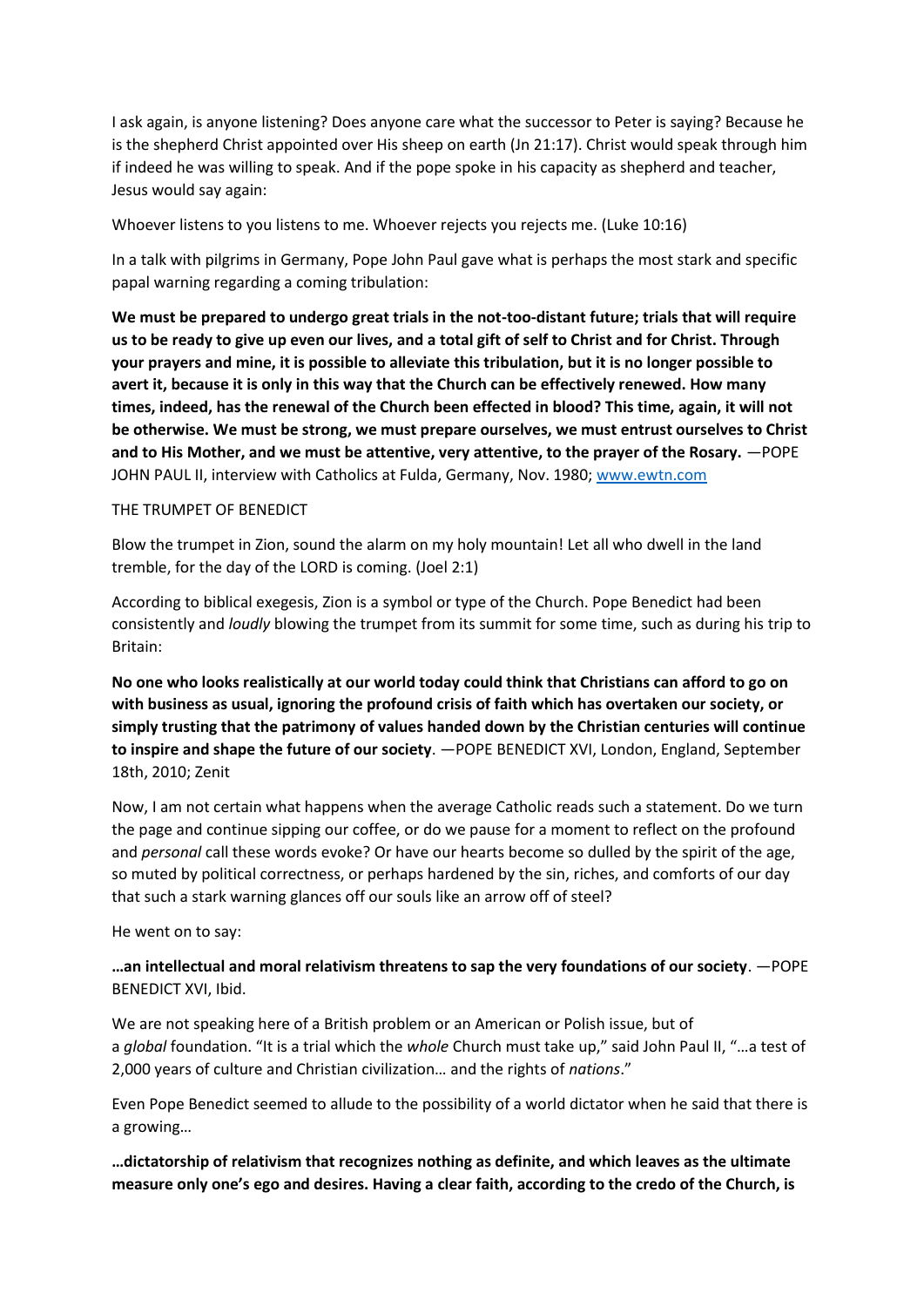I ask again, is anyone listening? Does anyone care what the successor to Peter is saying? Because he is the shepherd Christ appointed over His sheep on earth (Jn 21:17). Christ would speak through him if indeed he was willing to speak. And if the pope spoke in his capacity as shepherd and teacher, Jesus would say again:

Whoever listens to you listens to me. Whoever rejects you rejects me. (Luke 10:16)

In a talk with pilgrims in Germany, Pope John Paul gave what is perhaps the most stark and specific papal warning regarding a coming tribulation:

**We must be prepared to undergo great trials in the not-too-distant future; trials that will require us to be ready to give up even our lives, and a total gift of self to Christ and for Christ. Through your prayers and mine, it is possible to alleviate this tribulation, but it is no longer possible to avert it, because it is only in this way that the Church can be effectively renewed. How many times, indeed, has the renewal of the Church been effected in blood? This time, again, it will not be otherwise. We must be strong, we must prepare ourselves, we must entrust ourselves to Christ and to His Mother, and we must be attentive, very attentive, to the prayer of the Rosary.** —POPE JOHN PAUL II, interview with Catholics at Fulda, Germany, Nov. 1980; [www.ewtn.com](http://www.ewtn.com)

THE TRUMPET OF BENEDICT

Blow the trumpet in Zion, sound the alarm on my holy mountain! Let all who dwell in the land tremble, for the day of the LORD is coming. (Joel 2:1)

According to biblical exegesis, Zion is a symbol or type of the Church. Pope Benedict had been consistently and *loudly* blowing the trumpet from its summit for some time, such as during his trip to Britain:

**No one who looks realistically at our world today could think that Christians can afford to go on with business as usual, ignoring the profound crisis of faith which has overtaken our society, or simply trusting that the patrimony of values handed down by the Christian centuries will continue to inspire and shape the future of our society**. —POPE BENEDICT XVI, London, England, September 18th, 2010; Zenit

Now, I am not certain what happens when the average Catholic reads such a statement. Do we turn the page and continue sipping our coffee, or do we pause for a moment to reflect on the profound and *personal* call these words evoke? Or have our hearts become so dulled by the spirit of the age, so muted by political correctness, or perhaps hardened by the sin, riches, and comforts of our day that such a stark warning glances off our souls like an arrow off of steel?

He went on to say:

**…an intellectual and moral relativism threatens to sap the very foundations of our society**. —POPE BENEDICT XVI, Ibid.

We are not speaking here of a British problem or an American or Polish issue, but of a *global* foundation. "It is a trial which the *whole* Church must take up," said John Paul II, "…a test of 2,000 years of culture and Christian civilization… and the rights of *nations*."

Even Pope Benedict seemed to allude to the possibility of a world dictator when he said that there is a growing…

**…dictatorship of relativism that recognizes nothing as definite, and which leaves as the ultimate measure only one's ego and desires. Having a clear faith, according to the credo of the Church, is**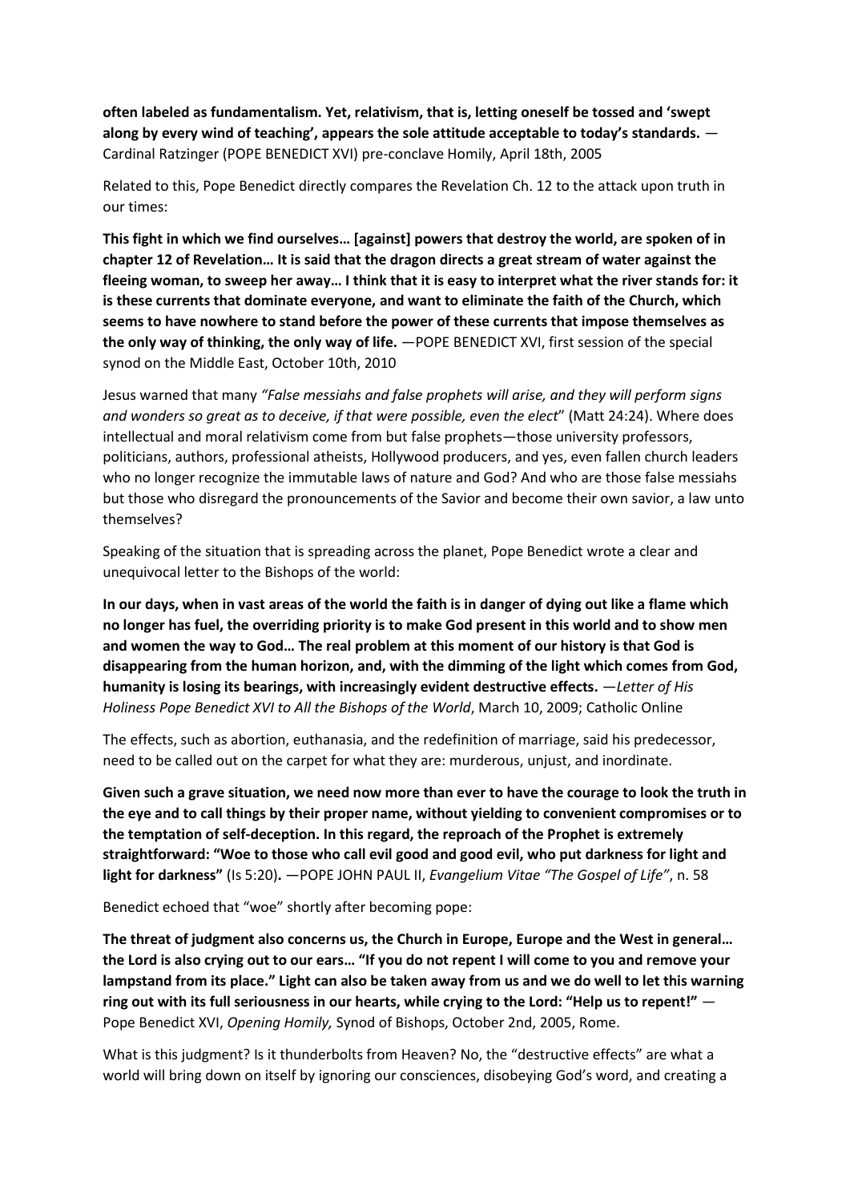**often labeled as fundamentalism. Yet, relativism, that is, letting oneself be tossed and 'swept along by every wind of teaching', appears the sole attitude acceptable to today's standards.** —Cardinal Ratzinger (POPE BENEDICT XVI) pre-conclave Homily, April 18th, 2005

Related to this, Pope Benedict directly compares the Revelation Ch. 12 to the attack upon truth in our times:

**This fight in which we find ourselves… [against] powers that destroy the world, are spoken of in chapter 12 of Revelation… It is said that the dragon directs a great stream of water against the fleeing woman, to sweep her away… I think that it is easy to interpret what the river stands for: it is these currents that dominate everyone, and want to eliminate the faith of the Church, which seems to have nowhere to stand before the power of these currents that impose themselves as the only way of thinking, the only way of life.** —POPE BENEDICT XVI, first session of the special synod on the Middle East, October 10th, 2010

Jesus warned that many *"False messiahs and false prophets will arise, and they will perform signs and wonders so great as to deceive, if that were possible, even the elect*" (Matt 24:24). Where does intellectual and moral relativism come from but false prophets—those university professors, politicians, authors, professional atheists, Hollywood producers, and yes, even fallen church leaders who no longer recognize the immutable laws of nature and God? And who are those false messiahs but those who disregard the pronouncements of the Savior and become their own savior, a law unto themselves?

Speaking of the situation that is spreading across the planet, Pope Benedict wrote a clear and unequivocal letter to the Bishops of the world:

**In our days, when in vast areas of the world the faith is in danger of dying out like a flame which no longer has fuel, the overriding priority is to make God present in this world and to show men and women the way to God… The real problem at this moment of our history is that God is disappearing from the human horizon, and, with the dimming of the light which comes from God, humanity is losing its bearings, with increasingly evident destructive effects.** —*Letter of His Holiness Pope Benedict XVI to All the Bishops of the World*, March 10, 2009; Catholic Online

The effects, such as abortion, euthanasia, and the redefinition of marriage, said his predecessor, need to be called out on the carpet for what they are: murderous, unjust, and inordinate.

**Given such a grave situation, we need now more than ever to have the courage to look the truth in the eye and to call things by their proper name, without yielding to convenient compromises or to the temptation of self-deception. In this regard, the reproach of the Prophet is extremely straightforward: "Woe to those who call evil good and good evil, who put darkness for light and light for darkness" (Is 5:20).** —POPE JOHN PAUL II, *Evangelium Vitae "The Gospel of Life"*, n. 58

Benedict echoed that "woe" shortly after becoming pope:

**The threat of judgment also concerns us, the Church in Europe, Europe and the West in general… the Lord is also crying out to our ears… "If you do not repent I will come to you and remove your lampstand from its place." Light can also be taken away from us and we do well to let this warning ring out with its full seriousness in our hearts, while crying to the Lord: "Help us to repent!"** —Pope Benedict XVI, *Opening Homily,* Synod of Bishops, October 2nd, 2005, Rome.

What is this judgment? Is it thunderbolts from Heaven? No, the "destructive effects" are what a world will bring down on itself by ignoring our consciences, disobeying God's word, and creating a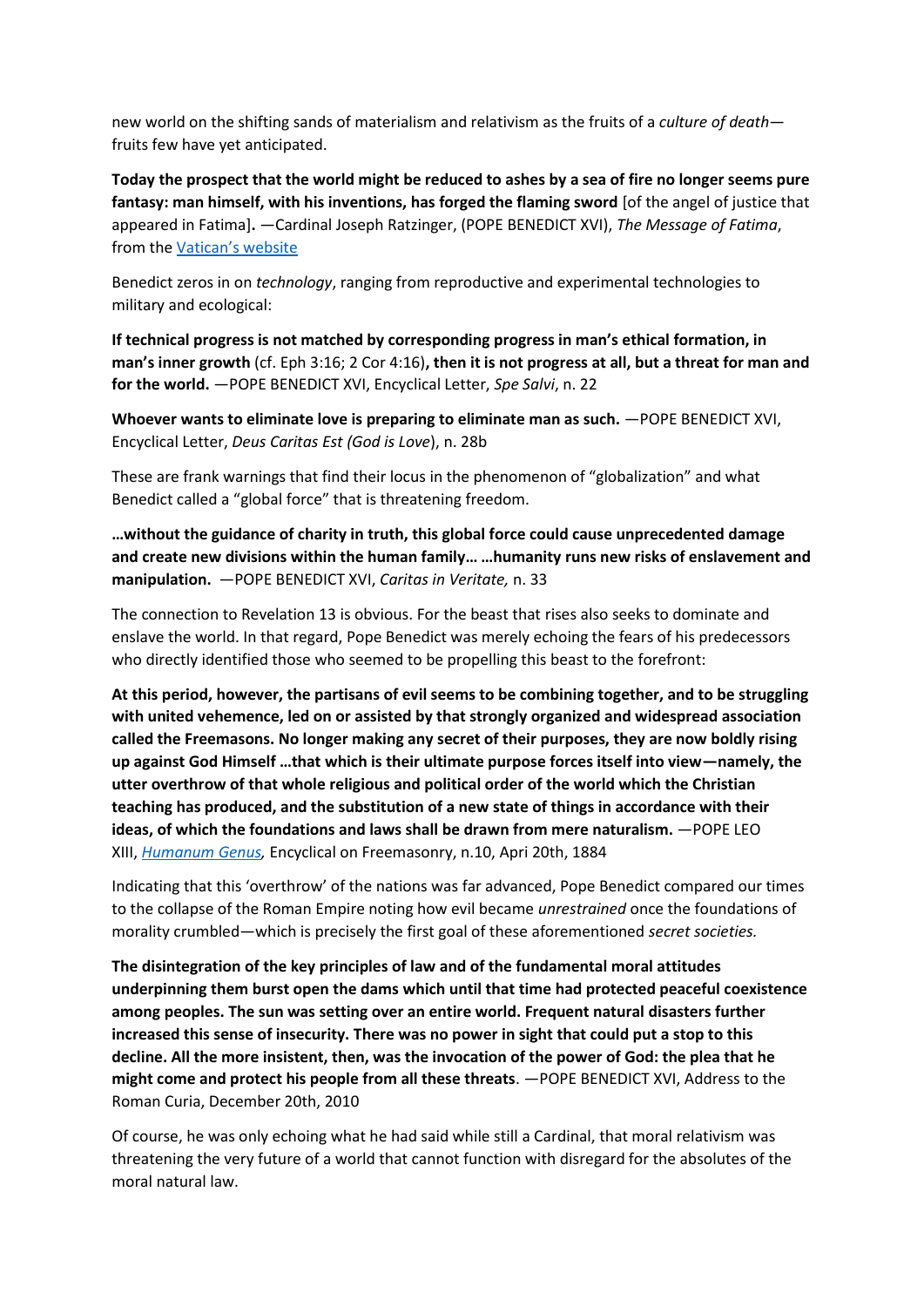new world on the shifting sands of materialism and relativism as the fruits of a *culture of death*—fruits few have yet anticipated.

**Today the prospect that the world might be reduced to ashes by a sea of fire no longer seems pure fantasy: man himself, with his inventions, has forged the flaming sword** [of the angel of justice that appeared in Fatima]**.** —Cardinal Joseph Ratzinger, (POPE BENEDICT XVI), *The Message of Fatima*, from the [Vatican's website]

Benedict zeros in on *technology*, ranging from reproductive and experimental technologies to military and ecological:

**If technical progress is not matched by corresponding progress in man's ethical formation, in man's inner growth** (cf. Eph 3:16; 2 Cor 4:16)**, then it is not progress at all, but a threat for man and for the world.** —POPE BENEDICT XVI, Encyclical Letter, *Spe Salvi*, n. 22

**Whoever wants to eliminate love is preparing to eliminate man as such.** —POPE BENEDICT XVI, Encyclical Letter, *Deus Caritas Est (God is Love*), n. 28b

These are frank warnings that find their locus in the phenomenon of "globalization" and what Benedict called a "global force" that is threatening freedom.

**…without the guidance of charity in truth, this global force could cause unprecedented damage and create new divisions within the human family… …humanity runs new risks of enslavement and manipulation.** —POPE BENEDICT XVI, *Caritas in Veritate,* n. 33

The connection to Revelation 13 is obvious. For the beast that rises also seeks to dominate and enslave the world. In that regard, Pope Benedict was merely echoing the fears of his predecessors who directly identified those who seemed to be propelling this beast to the forefront:

**At this period, however, the partisans of evil seems to be combining together, and to be struggling with united vehemence, led on or assisted by that strongly organized and widespread association called the Freemasons. No longer making any secret of their purposes, they are now boldly rising up against God Himself …that which is their ultimate purpose forces itself into view—namely, the utter overthrow of that whole religious and political order of the world which the Christian teaching has produced, and the substitution of a new state of things in accordance with their ideas, of which the foundations and laws shall be drawn from mere naturalism.** —POPE LEO XIII, *Humanum Genus,* Encyclical on Freemasonry, n.10, Apri 20th, 1884

Indicating that this 'overthrow' of the nations was far advanced, Pope Benedict compared our times to the collapse of the Roman Empire noting how evil became *unrestrained* once the foundations of morality crumbled—which is precisely the first goal of these aforementioned *secret societies.*

**The disintegration of the key principles of law and of the fundamental moral attitudes underpinning them burst open the dams which until that time had protected peaceful coexistence among peoples. The sun was setting over an entire world. Frequent natural disasters further increased this sense of insecurity. There was no power in sight that could put a stop to this decline. All the more insistent, then, was the invocation of the power of God: the plea that he might come and protect his people from all these threats**. —POPE BENEDICT XVI, Address to the Roman Curia, December 20th, 2010

Of course, he was only echoing what he had said while still a Cardinal, that moral relativism was threatening the very future of a world that cannot function with disregard for the absolutes of the moral natural law.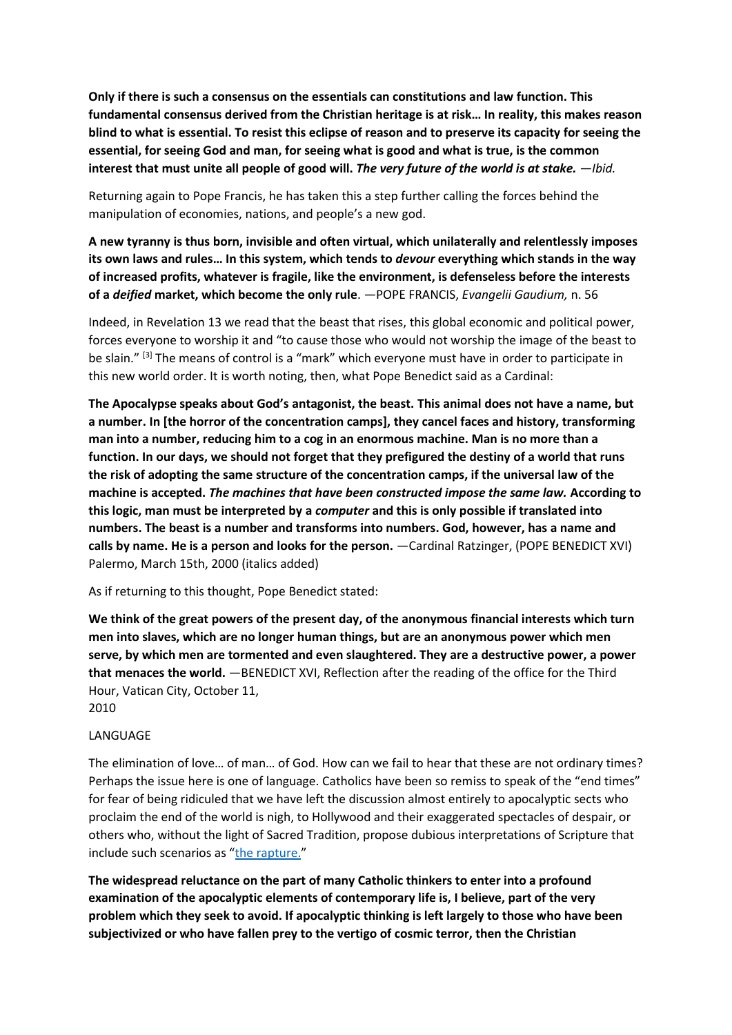**Only if there is such a consensus on the essentials can constitutions and law function. This fundamental consensus derived from the Christian heritage is at risk… In reality, this makes reason blind to what is essential. To resist this eclipse of reason and to preserve its capacity for seeing the essential, for seeing God and man, for seeing what is good and what is true, is the common interest that must unite all people of good will. *The very future of the world is at stake.*** —*Ibid.*

Returning again to Pope Francis, he has taken this a step further calling the forces behind the manipulation of economies, nations, and people's a new god.

**A new tyranny is thus born, invisible and often virtual, which unilaterally and relentlessly imposes its own laws and rules… In this system, which tends to *devour* everything which stands in the way of increased profits, whatever is fragile, like the environment, is defenseless before the interests of a *deified* market, which become the only rule**. —POPE FRANCIS, *Evangelii Gaudium,* n. 56

Indeed, in Revelation 13 we read that the beast that rises, this global economic and political power, forces everyone to worship it and "to cause those who would not worship the image of the beast to be slain." [3] The means of control is a "mark" which everyone must have in order to participate in this new world order. It is worth noting, then, what Pope Benedict said as a Cardinal:

**The Apocalypse speaks about God's antagonist, the beast. This animal does not have a name, but a number. In [the horror of the concentration camps], they cancel faces and history, transforming man into a number, reducing him to a cog in an enormous machine. Man is no more than a function. In our days, we should not forget that they prefigured the destiny of a world that runs the risk of adopting the same structure of the concentration camps, if the universal law of the machine is accepted. *The machines that have been constructed impose the same law.* According to this logic, man must be interpreted by a *computer* and this is only possible if translated into numbers. The beast is a number and transforms into numbers. God, however, has a name and calls by name. He is a person and looks for the person.** —Cardinal Ratzinger, (POPE BENEDICT XVI) Palermo, March 15th, 2000 (italics added)

As if returning to this thought, Pope Benedict stated:

**We think of the great powers of the present day, of the anonymous financial interests which turn men into slaves, which are no longer human things, but are an anonymous power which men serve, by which men are tormented and even slaughtered. They are a destructive power, a power that menaces the world.** —BENEDICT XVI, Reflection after the reading of the office for the Third Hour, Vatican City, October 11, 2010

LANGUAGE

The elimination of love… of man… of God. How can we fail to hear that these are not ordinary times? Perhaps the issue here is one of language. Catholics have been so remiss to speak of the "end times" for fear of being ridiculed that we have left the discussion almost entirely to apocalyptic sects who proclaim the end of the world is nigh, to Hollywood and their exaggerated spectacles of despair, or others who, without the light of Sacred Tradition, propose dubious interpretations of Scripture that include such scenarios as "the rapture."

**The widespread reluctance on the part of many Catholic thinkers to enter into a profound examination of the apocalyptic elements of contemporary life is, I believe, part of the very problem which they seek to avoid. If apocalyptic thinking is left largely to those who have been subjectivized or who have fallen prey to the vertigo of cosmic terror, then the Christian**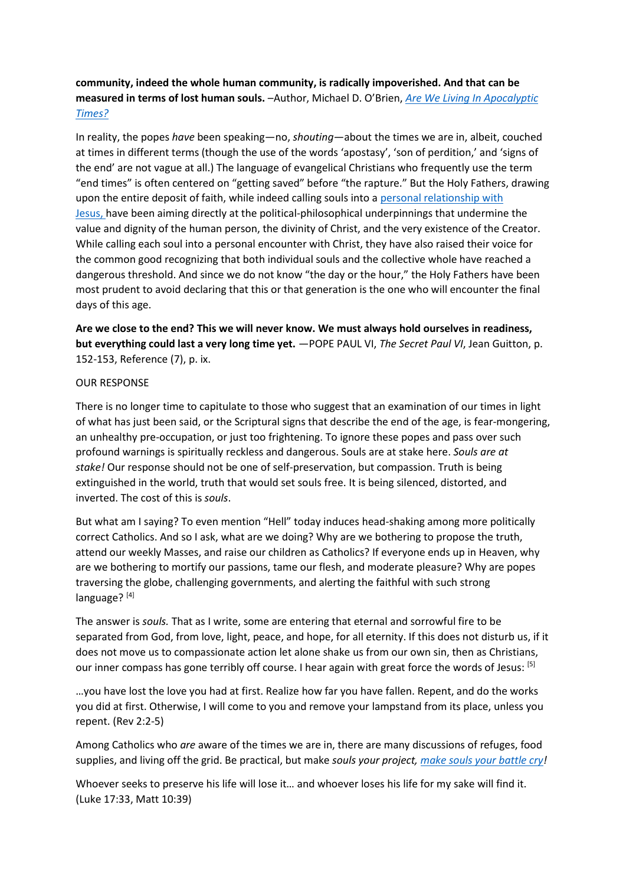**community, indeed the whole human community, is radically impoverished. And that can be measured in terms of lost human souls.** –Author, Michael D. O'Brien, *Are We Living In Apocalyptic Times?*

In reality, the popes *have* been speaking—no, *shouting*—about the times we are in, albeit, couched at times in different terms (though the use of the words 'apostasy', 'son of perdition,' and 'signs of the end' are not vague at all.) The language of evangelical Christians who frequently use the term "end times" is often centered on "getting saved" before "the rapture." But the Holy Fathers, drawing upon the entire deposit of faith, while indeed calling souls into a personal relationship with Jesus, have been aiming directly at the political-philosophical underpinnings that undermine the value and dignity of the human person, the divinity of Christ, and the very existence of the Creator. While calling each soul into a personal encounter with Christ, they have also raised their voice for the common good recognizing that both individual souls and the collective whole have reached a dangerous threshold. And since we do not know "the day or the hour," the Holy Fathers have been most prudent to avoid declaring that this or that generation is the one who will encounter the final days of this age.

**Are we close to the end? This we will never know. We must always hold ourselves in readiness, but everything could last a very long time yet.** —POPE PAUL VI, *The Secret Paul VI*, Jean Guitton, p. 152-153, Reference (7), p. ix.

OUR RESPONSE

There is no longer time to capitulate to those who suggest that an examination of our times in light of what has just been said, or the Scriptural signs that describe the end of the age, is fear-mongering, an unhealthy pre-occupation, or just too frightening. To ignore these popes and pass over such profound warnings is spiritually reckless and dangerous. Souls are at stake here. *Souls are at stake!* Our response should not be one of self-preservation, but compassion. Truth is being extinguished in the world, truth that would set souls free. It is being silenced, distorted, and inverted. The cost of this is *souls*.

But what am I saying? To even mention "Hell" today induces head-shaking among more politically correct Catholics. And so I ask, what are we doing? Why are we bothering to propose the truth, attend our weekly Masses, and raise our children as Catholics? If everyone ends up in Heaven, why are we bothering to mortify our passions, tame our flesh, and moderate pleasure? Why are popes traversing the globe, challenging governments, and alerting the faithful with such strong language? [4]

The answer is *souls.* That as I write, some are entering that eternal and sorrowful fire to be separated from God, from love, light, peace, and hope, for all eternity. If this does not disturb us, if it does not move us to compassionate action let alone shake us from our own sin, then as Christians, our inner compass has gone terribly off course. I hear again with great force the words of Jesus: [5]

…you have lost the love you had at first. Realize how far you have fallen. Repent, and do the works you did at first. Otherwise, I will come to you and remove your lampstand from its place, unless you repent. (Rev 2:2-5)

Among Catholics who *are* aware of the times we are in, there are many discussions of refuges, food supplies, and living off the grid. Be practical, but make *souls your project, make souls your battle cry!*

Whoever seeks to preserve his life will lose it… and whoever loses his life for my sake will find it. (Luke 17:33, Matt 10:39)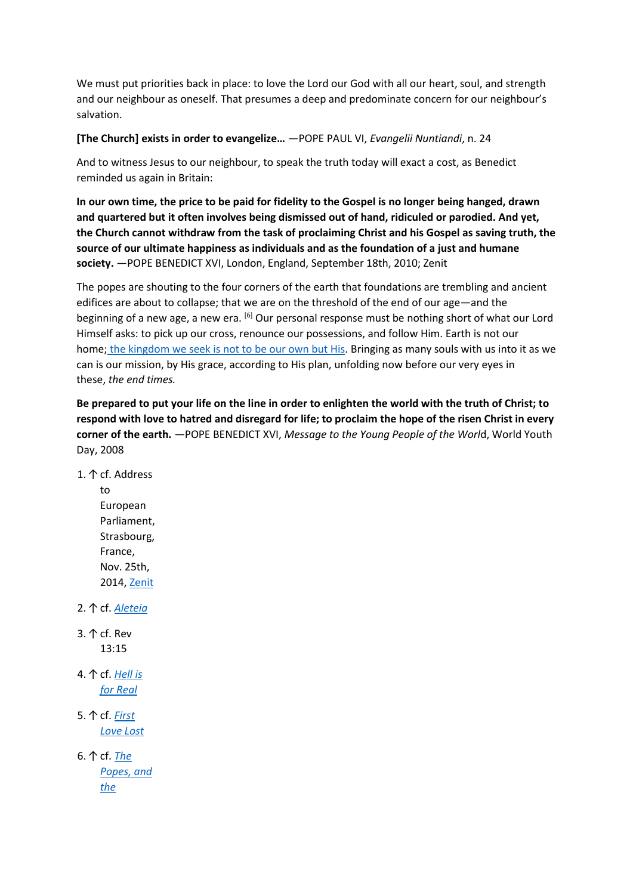We must put priorities back in place: to love the Lord our God with all our heart, soul, and strength and our neighbour as oneself. That presumes a deep and predominate concern for our neighbour's salvation.

**[The Church] exists in order to evangelize…** —POPE PAUL VI, *Evangelii Nuntiandi*, n. 24

And to witness Jesus to our neighbour, to speak the truth today will exact a cost, as Benedict reminded us again in Britain:

**In our own time, the price to be paid for fidelity to the Gospel is no longer being hanged, drawn and quartered but it often involves being dismissed out of hand, ridiculed or parodied. And yet, the Church cannot withdraw from the task of proclaiming Christ and his Gospel as saving truth, the source of our ultimate happiness as individuals and as the foundation of a just and humane society.** —POPE BENEDICT XVI, London, England, September 18th, 2010; Zenit

The popes are shouting to the four corners of the earth that foundations are trembling and ancient edifices are about to collapse; that we are on the threshold of the end of our age—and the beginning of a new age, a new era. [6] Our personal response must be nothing short of what our Lord Himself asks: to pick up our cross, renounce our possessions, and follow Him. Earth is not our home; the kingdom we seek is not to be our own but His. Bringing as many souls with us into it as we can is our mission, by His grace, according to His plan, unfolding now before our very eyes in these, *the end times.*

**Be prepared to put your life on the line in order to enlighten the world with the truth of Christ; to respond with love to hatred and disregard for life; to proclaim the hope of the risen Christ in every corner of the earth.** —POPE BENEDICT XVI, *Message to the Young People of the Worl*d, World Youth Day, 2008

1. ↑ cf. Address to European Parliament, Strasbourg, France, Nov. 25th, 2014, Zenit
2. ↑ cf. *Aleteia*
3. ↑ cf. Rev 13:15
4. ↑ cf. *Hell is for Real*
5. ↑ cf. *First Love Lost*
6. ↑ cf. *The Popes, and the*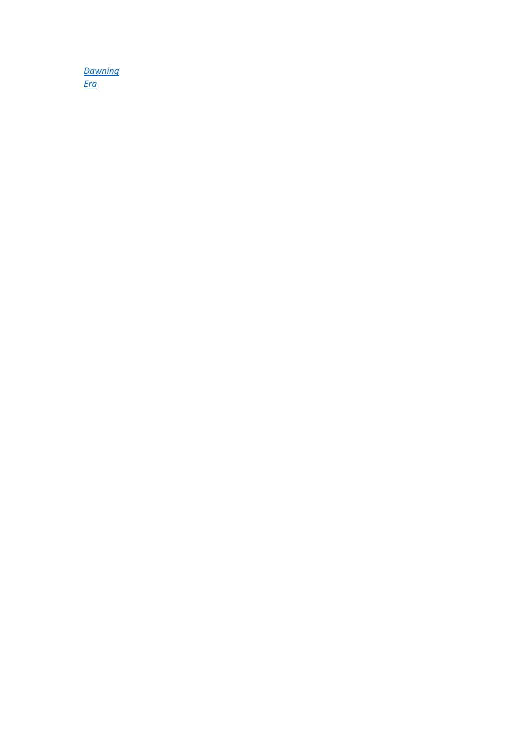*[Dawning Era]()*